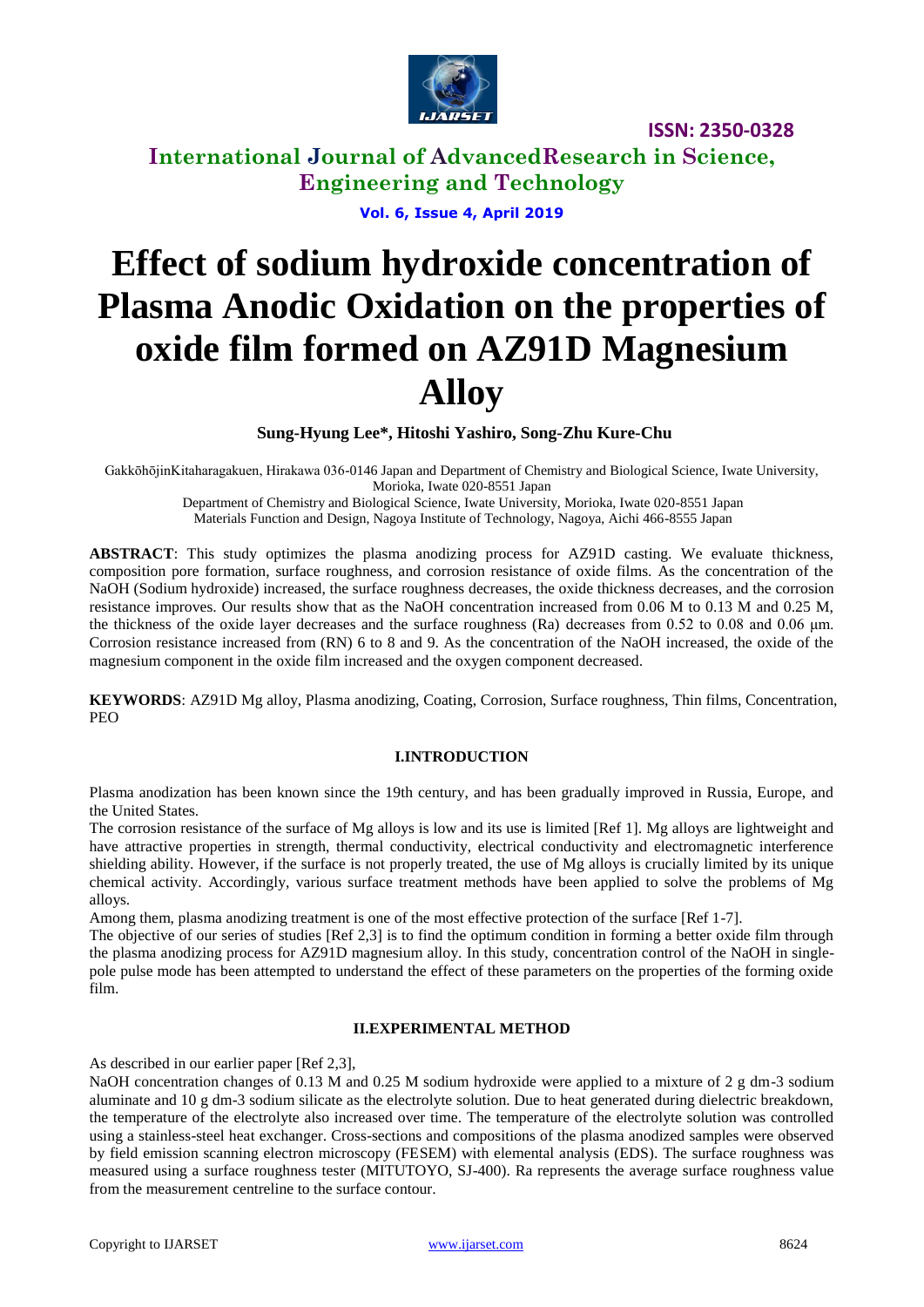# Effect of sodium hydroxide concentration of Plasma Anodic Oxidation on the properties of oxide film formed on AZ91D Magnesium Alloy

**Sung-Hyung Lee\*, Hitoshi Yashiro, Song-Zhu Kure-Chu**

GakkōhōjinKitaharagakuen, Hirakawa 036-0146 Japan and Department of Chemistry and Biological Science, Iwate University, Morioka, Iwate 020-8551 Japan

Department of Chemistry and Biological Science, Iwate University, Morioka, Iwate 020-8551 Japan

Materials Function and Design, Nagoya Institute of Technology, Nagoya, Aichi 466-8555 Japan

**ABSTRACT**: This study optimizes the plasma anodizing process for AZ91D casting. We evaluate thickness, composition pore formation, surface roughness, and corrosion resistance of oxide films. As the concentration of the NaOH (Sodium hydroxide) increased, the surface roughness decreases, the oxide thickness decreases, and the corrosion resistance improves. Our results show that as the NaOH concentration increased from 0.06 M to 0.13 M and 0.25 M, the thickness of the oxide layer decreases and the surface roughness (Ra) decreases from 0.52 to 0.08 and 0.06 μm. Corrosion resistance increased from (RN) 6 to 8 and 9. As the concentration of the NaOH increased, the oxide of the magnesium component in the oxide film increased and the oxygen component decreased.

**KEYWORDS**: AZ91D Mg alloy, Plasma anodizing, Coating, Corrosion, Surface roughness, Thin films, Concentration, PEO

## I.INTRODUCTION

Plasma anodization has been known since the 19th century, and has been gradually improved in Russia, Europe, and the United States.

The corrosion resistance of the surface of Mg alloys is low and its use is limited [Ref 1]. Mg alloys are lightweight and have attractive properties in strength, thermal conductivity, electrical conductivity and electromagnetic interference shielding ability. However, if the surface is not properly treated, the use of Mg alloys is crucially limited by its unique chemical activity. Accordingly, various surface treatment methods have been applied to solve the problems of Mg alloys.

Among them, plasma anodizing treatment is one of the most effective protection of the surface [Ref 1-7].

The objective of our series of studies [Ref 2,3] is to find the optimum condition in forming a better oxide film through the plasma anodizing process for AZ91D magnesium alloy. In this study, concentration control of the NaOH in single-pole pulse mode has been attempted to understand the effect of these parameters on the properties of the forming oxide film.

## II.EXPERIMENTAL METHOD

As described in our earlier paper [Ref 2,3],

NaOH concentration changes of 0.13 M and 0.25 M sodium hydroxide were applied to a mixture of 2 g dm-3 sodium aluminate and 10 g dm-3 sodium silicate as the electrolyte solution. Due to heat generated during dielectric breakdown, the temperature of the electrolyte also increased over time. The temperature of the electrolyte solution was controlled using a stainless-steel heat exchanger. Cross-sections and compositions of the plasma anodized samples were observed by field emission scanning electron microscopy (FESEM) with elemental analysis (EDS). The surface roughness was measured using a surface roughness tester (MITUTOYO, SJ-400). Ra represents the average surface roughness value from the measurement centreline to the surface contour.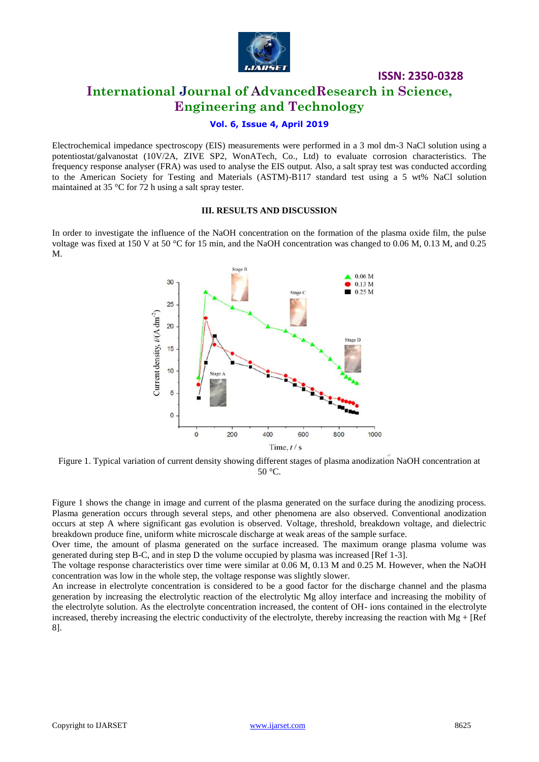Electrochemical impedance spectroscopy (EIS) measurements were performed in a 3 mol dm-3 NaCl solution using a potentiostat/galvanostat (10V/2A, ZIVE SP2, WonATech, Co., Ltd) to evaluate corrosion characteristics. The frequency response analyser (FRA) was used to analyse the EIS output. Also, a salt spray test was conducted according to the American Society for Testing and Materials (ASTM)-B117 standard test using a 5 wt% NaCl solution maintained at 35 °C for 72 h using a salt spray tester.

## III. RESULTS AND DISCUSSION

In order to investigate the influence of the NaOH concentration on the formation of the plasma oxide film, the pulse voltage was fixed at 150 V at 50 °C for 15 min, and the NaOH concentration was changed to 0.06 M, 0.13 M, and 0.25 M.

Figure 1. Typical variation of current density showing different stages of plasma anodization NaOH concentration at 50 °C.

Figure 1 shows the change in image and current of the plasma generated on the surface during the anodizing process. Plasma generation occurs through several steps, and other phenomena are also observed. Conventional anodization occurs at step A where significant gas evolution is observed. Voltage, threshold, breakdown voltage, and dielectric breakdown produce fine, uniform white microscale discharge at weak areas of the sample surface.

Over time, the amount of plasma generated on the surface increased. The maximum orange plasma volume was generated during step B-C, and in step D the volume occupied by plasma was increased [Ref 1-3].

The voltage response characteristics over time were similar at 0.06 M, 0.13 M and 0.25 M. However, when the NaOH concentration was low in the whole step, the voltage response was slightly slower.

An increase in electrolyte concentration is considered to be a good factor for the discharge channel and the plasma generation by increasing the electrolytic reaction of the electrolytic Mg alloy interface and increasing the mobility of the electrolyte solution. As the electrolyte concentration increased, the content of OH- ions contained in the electrolyte increased, thereby increasing the electric conductivity of the electrolyte, thereby increasing the reaction with Mg + [Ref 8].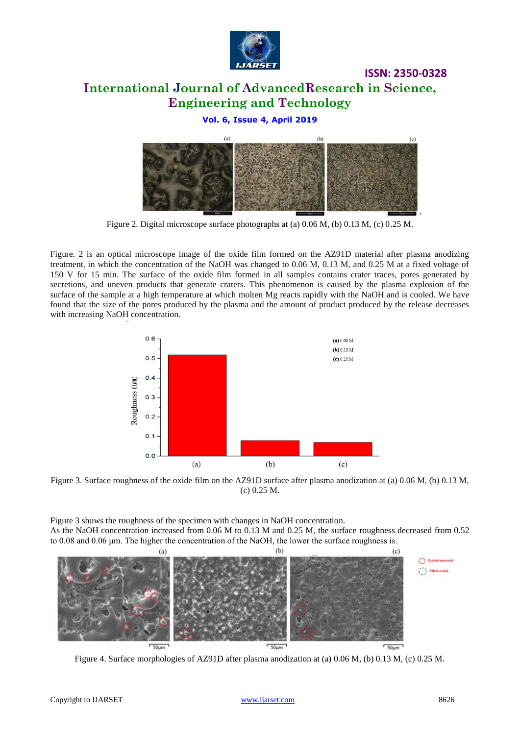Figure 2. Digital microscope surface photographs at (a) 0.06 M, (b) 0.13 M, (c) 0.25 M.

Figure. 2 is an optical microscope image of the oxide film formed on the AZ91D material after plasma anodizing treatment, in which the concentration of the NaOH was changed to 0.06 M, 0.13 M, and 0.25 M at a fixed voltage of 150 V for 15 min. The surface of the oxide film formed in all samples contains crater traces, pores generated by secretions, and uneven products that generate craters. This phenomenon is caused by the plasma explosion of the surface of the sample at a high temperature at which molten Mg reacts rapidly with the NaOH and is cooled. We have found that the size of the pores produced by the plasma and the amount of product produced by the release decreases with increasing NaOH concentration.

Figure 3. Surface roughness of the oxide film on the AZ91D surface after plasma anodization at (a) 0.06 M, (b) 0.13 M, (c) 0.25 M.

Figure 3 shows the roughness of the specimen with changes in NaOH concentration.
As the NaOH concentration increased from 0.06 M to 0.13 M and 0.25 M, the surface roughness decreased from 0.52 to 0.08 and 0.06 µm. The higher the concentration of the NaOH, the lower the surface roughness is.

Figure 4. Surface morphologies of AZ91D after plasma anodization at (a) 0.06 M, (b) 0.13 M, (c) 0.25 M.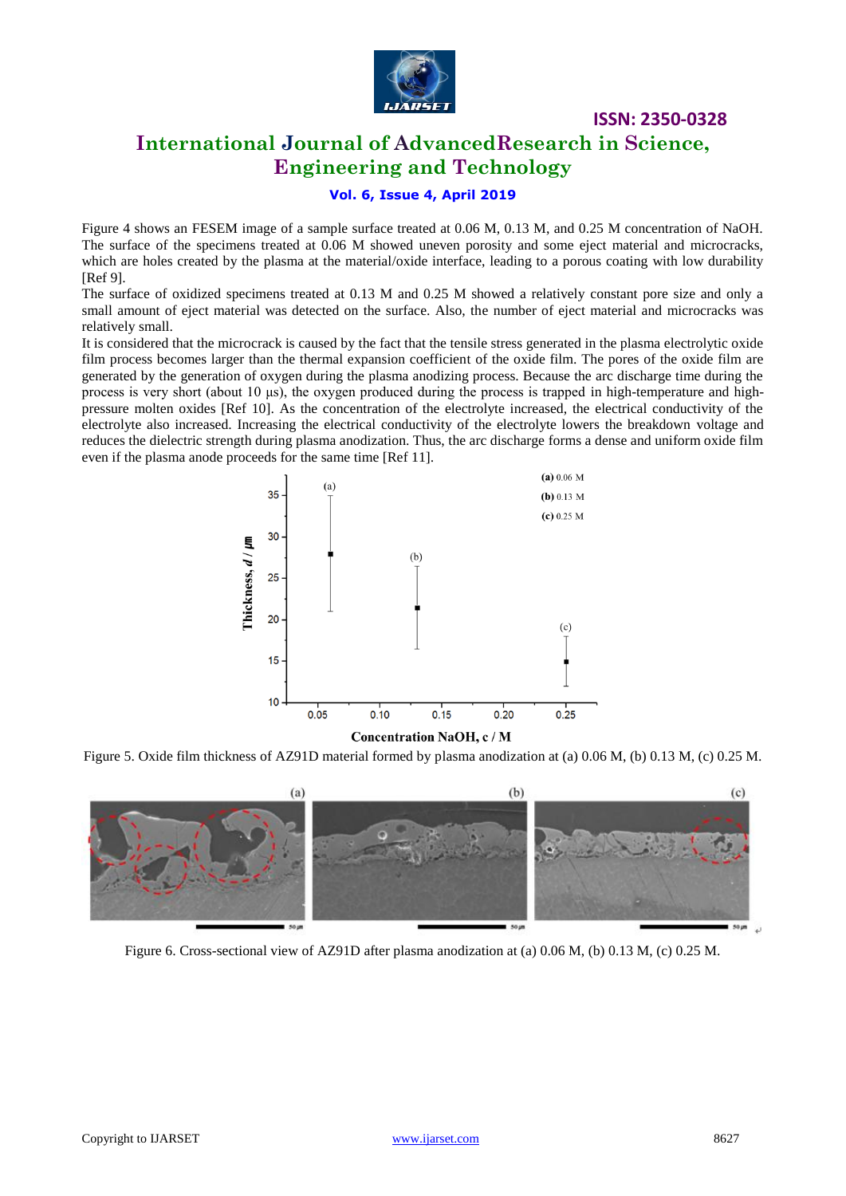Figure 4 shows an FESEM image of a sample surface treated at 0.06 M, 0.13 M, and 0.25 M concentration of NaOH. The surface of the specimens treated at 0.06 M showed uneven porosity and some eject material and microcracks, which are holes created by the plasma at the material/oxide interface, leading to a porous coating with low durability [Ref 9].

The surface of oxidized specimens treated at 0.13 M and 0.25 M showed a relatively constant pore size and only a small amount of eject material was detected on the surface. Also, the number of eject material and microcracks was relatively small.

It is considered that the microcrack is caused by the fact that the tensile stress generated in the plasma electrolytic oxide film process becomes larger than the thermal expansion coefficient of the oxide film. The pores of the oxide film are generated by the generation of oxygen during the plasma anodizing process. Because the arc discharge time during the process is very short (about 10 μs), the oxygen produced during the process is trapped in high-temperature and high-pressure molten oxides [Ref 10]. As the concentration of the electrolyte increased, the electrical conductivity of the electrolyte also increased. Increasing the electrical conductivity of the electrolyte lowers the breakdown voltage and reduces the dielectric strength during plasma anodization. Thus, the arc discharge forms a dense and uniform oxide film even if the plasma anode proceeds for the same time [Ref 11].

Figure 5. Oxide film thickness of AZ91D material formed by plasma anodization at (a) 0.06 M, (b) 0.13 M, (c) 0.25 M.

Figure 6. Cross-sectional view of AZ91D after plasma anodization at (a) 0.06 M, (b) 0.13 M, (c) 0.25 M.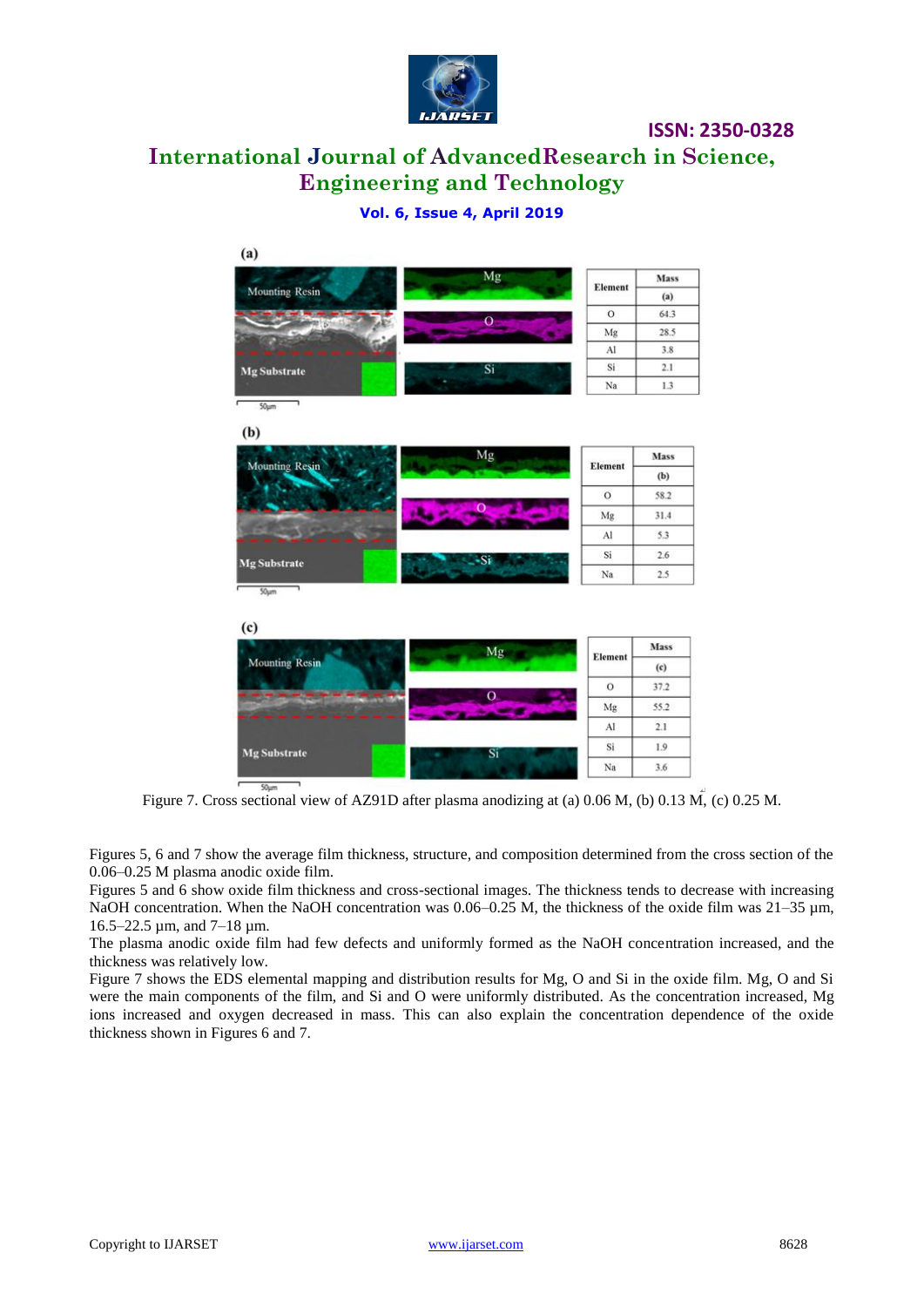(a)

| Element | Mass |
|---|---|
| | (a) |
| O | 64.3 |
| Mg | 28.5 |
| Al | 3.8 |
| Si | 2.1 |
| Na | 1.3 |

(b)

| Element | Mass |
|---|---|
| | (b) |
| O | 58.2 |
| Mg | 31.4 |
| Al | 5.3 |
| Si | 2.6 |
| Na | 2.5 |

(c)

| Element | Mass |
|---|---|
| | (c) |
| O | 37.2 |
| Mg | 55.2 |
| Al | 2.1 |
| Si | 1.9 |
| Na | 3.6 |

Figure 7. Cross sectional view of AZ91D after plasma anodizing at (a) 0.06 M, (b) 0.13 M, (c) 0.25 M.

Figures 5, 6 and 7 show the average film thickness, structure, and composition determined from the cross section of the 0.06–0.25 M plasma anodic oxide film.

Figures 5 and 6 show oxide film thickness and cross-sectional images. The thickness tends to decrease with increasing NaOH concentration. When the NaOH concentration was 0.06–0.25 M, the thickness of the oxide film was 21–35 µm, 16.5–22.5 µm, and 7–18 µm.

The plasma anodic oxide film had few defects and uniformly formed as the NaOH concentration increased, and the thickness was relatively low.

Figure 7 shows the EDS elemental mapping and distribution results for Mg, O and Si in the oxide film. Mg, O and Si were the main components of the film, and Si and O were uniformly distributed. As the concentration increased, Mg ions increased and oxygen decreased in mass. This can also explain the concentration dependence of the oxide thickness shown in Figures 6 and 7.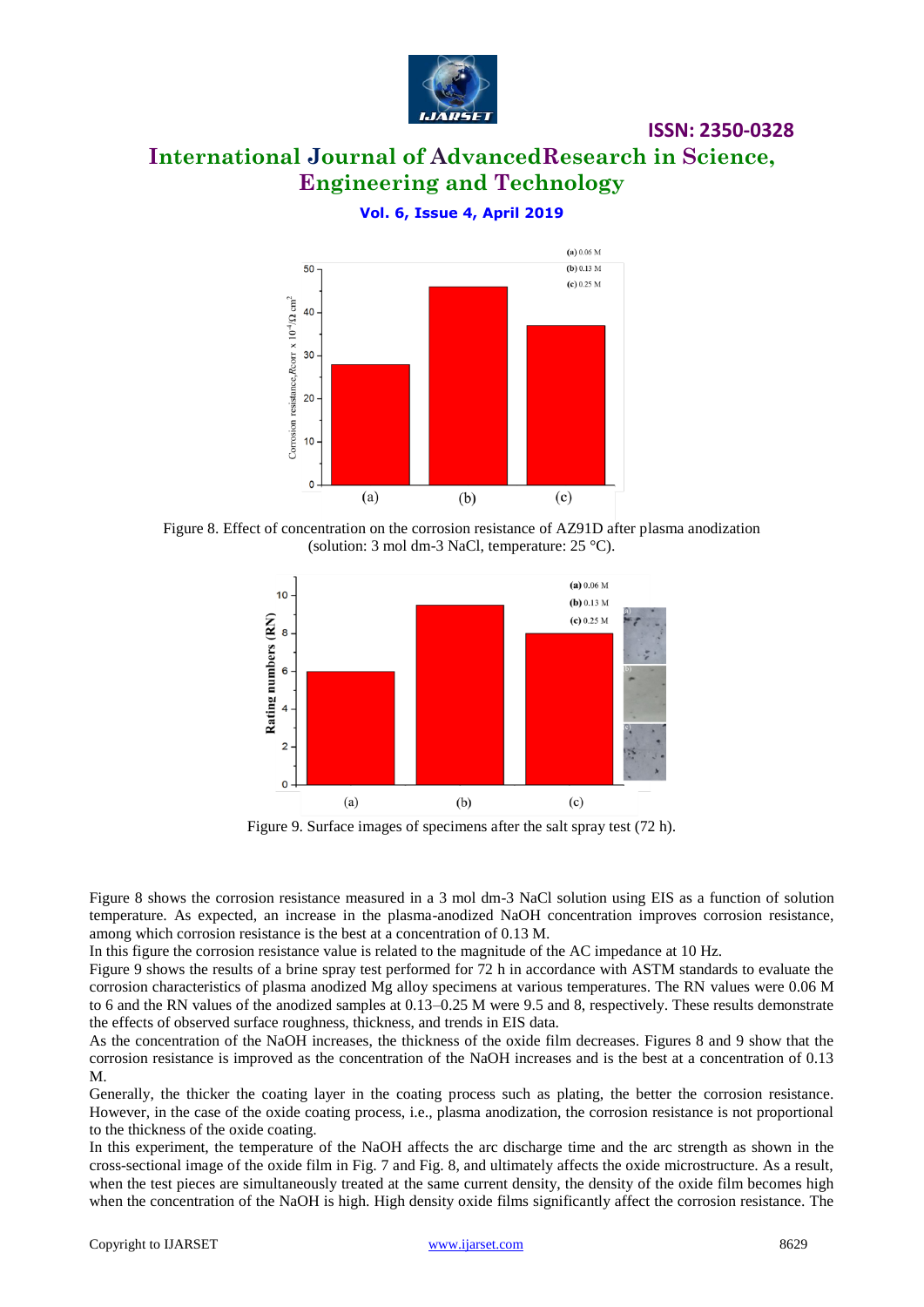Figure 8. Effect of concentration on the corrosion resistance of AZ91D after plasma anodization (solution: 3 mol dm-3 NaCl, temperature: 25 °C).

Figure 9. Surface images of specimens after the salt spray test (72 h).

Figure 8 shows the corrosion resistance measured in a 3 mol dm-3 NaCl solution using EIS as a function of solution temperature. As expected, an increase in the plasma-anodized NaOH concentration improves corrosion resistance, among which corrosion resistance is the best at a concentration of 0.13 M.

In this figure the corrosion resistance value is related to the magnitude of the AC impedance at 10 Hz.

Figure 9 shows the results of a brine spray test performed for 72 h in accordance with ASTM standards to evaluate the corrosion characteristics of plasma anodized Mg alloy specimens at various temperatures. The RN values were 0.06 M to 6 and the RN values of the anodized samples at 0.13–0.25 M were 9.5 and 8, respectively. These results demonstrate the effects of observed surface roughness, thickness, and trends in EIS data.

As the concentration of the NaOH increases, the thickness of the oxide film decreases. Figures 8 and 9 show that the corrosion resistance is improved as the concentration of the NaOH increases and is the best at a concentration of 0.13 M.

Generally, the thicker the coating layer in the coating process such as plating, the better the corrosion resistance. However, in the case of the oxide coating process, i.e., plasma anodization, the corrosion resistance is not proportional to the thickness of the oxide coating.

In this experiment, the temperature of the NaOH affects the arc discharge time and the arc strength as shown in the cross-sectional image of the oxide film in Fig. 7 and Fig. 8, and ultimately affects the oxide microstructure. As a result, when the test pieces are simultaneously treated at the same current density, the density of the oxide film becomes high when the concentration of the NaOH is high. High density oxide films significantly affect the corrosion resistance. The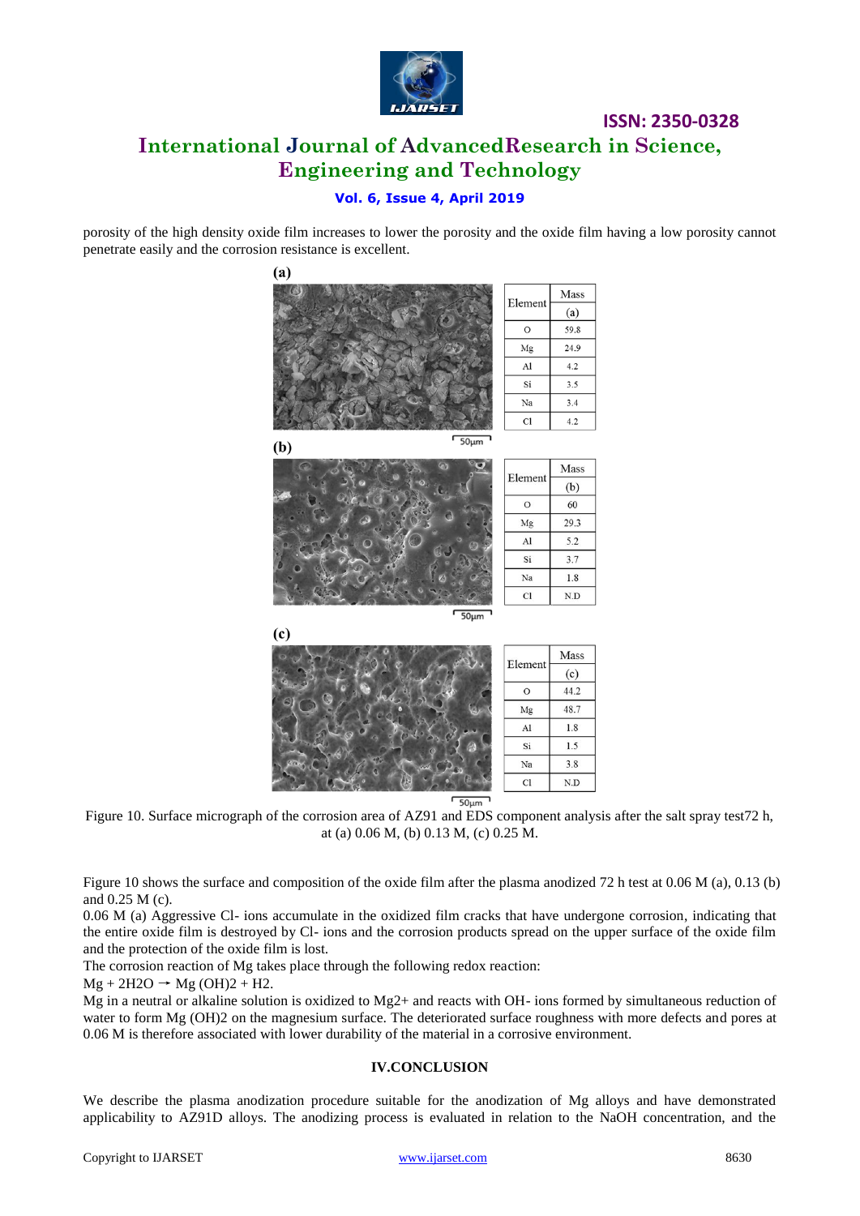porosity of the high density oxide film increases to lower the porosity and the oxide film having a low porosity cannot penetrate easily and the corrosion resistance is excellent.

(a)

| Element | Mass (a) |
|---|---|
| O | 59.8 |
| Mg | 24.9 |
| Al | 4.2 |
| Si | 3.5 |
| Na | 3.4 |
| Cl | 4.2 |

(b)

| Element | Mass (b) |
|---|---|
| O | 60 |
| Mg | 29.3 |
| Al | 5.2 |
| Si | 3.7 |
| Na | 1.8 |
| Cl | N.D |

(c)

| Element | Mass (c) |
|---|---|
| O | 44.2 |
| Mg | 48.7 |
| Al | 1.8 |
| Si | 1.5 |
| Na | 3.8 |
| Cl | N.D |

Figure 10. Surface micrograph of the corrosion area of AZ91 and EDS component analysis after the salt spray test72 h, at (a) 0.06 M, (b) 0.13 M, (c) 0.25 M.

Figure 10 shows the surface and composition of the oxide film after the plasma anodized 72 h test at 0.06 M (a), 0.13 (b) and 0.25 M (c).

0.06 M (a) Aggressive $Cl^-$ ions accumulate in the oxidized film cracks that have undergone corrosion, indicating that the entire oxide film is destroyed by $Cl^-$ ions and the corrosion products spread on the upper surface of the oxide film and the protection of the oxide film is lost.

The corrosion reaction of Mg takes place through the following redox reaction:

$Mg + 2H_2O \rightarrow Mg(OH)_2 + H_2$.

Mg in a neutral or alkaline solution is oxidized to $Mg^{2+}$ and reacts with $OH^-$ ions formed by simultaneous reduction of water to form $Mg(OH)_2$ on the magnesium surface. The deteriorated surface roughness with more defects and pores at 0.06 M is therefore associated with lower durability of the material in a corrosive environment.

## IV.CONCLUSION

We describe the plasma anodization procedure suitable for the anodization of Mg alloys and have demonstrated applicability to AZ91D alloys. The anodizing process is evaluated in relation to the NaOH concentration, and the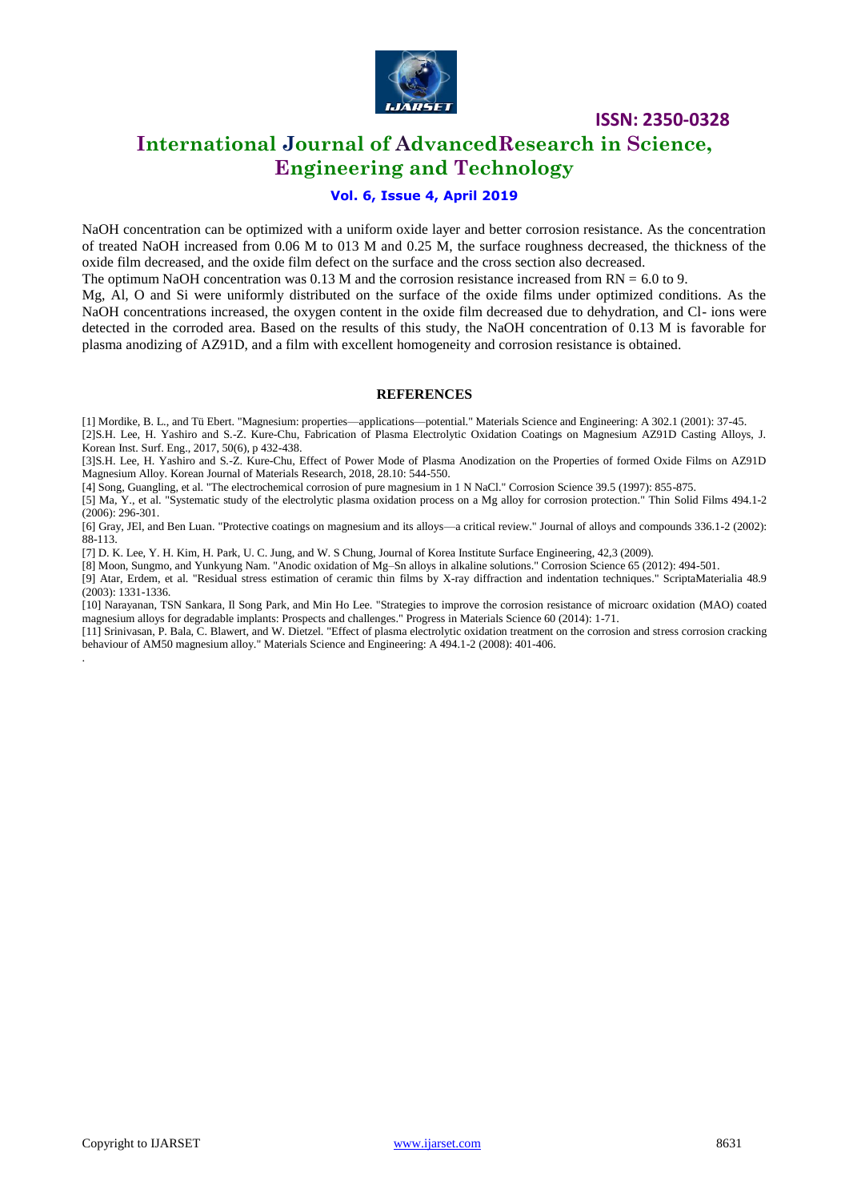NaOH concentration can be optimized with a uniform oxide layer and better corrosion resistance. As the concentration of treated NaOH increased from 0.06 M to 013 M and 0.25 M, the surface roughness decreased, the thickness of the oxide film decreased, and the oxide film defect on the surface and the cross section also decreased.

The optimum NaOH concentration was 0.13 M and the corrosion resistance increased from RN = 6.0 to 9.

Mg, Al, O and Si were uniformly distributed on the surface of the oxide films under optimized conditions. As the NaOH concentrations increased, the oxygen content in the oxide film decreased due to dehydration, and Cl- ions were detected in the corroded area. Based on the results of this study, the NaOH concentration of 0.13 M is favorable for plasma anodizing of AZ91D, and a film with excellent homogeneity and corrosion resistance is obtained.

## REFERENCES

[1] Mordike, B. L., and Tü Ebert. "Magnesium: properties—applications—potential." Materials Science and Engineering: A 302.1 (2001): 37-45.

[2]S.H. Lee, H. Yashiro and S.-Z. Kure-Chu, Fabrication of Plasma Electrolytic Oxidation Coatings on Magnesium AZ91D Casting Alloys, J. Korean Inst. Surf. Eng., 2017, 50(6), p 432-438.

[3]S.H. Lee, H. Yashiro and S.-Z. Kure-Chu, Effect of Power Mode of Plasma Anodization on the Properties of formed Oxide Films on AZ91D Magnesium Alloy. Korean Journal of Materials Research, 2018, 28.10: 544-550.

[4] Song, Guangling, et al. "The electrochemical corrosion of pure magnesium in 1 N NaCl." Corrosion Science 39.5 (1997): 855-875.

[5] Ma, Y., et al. "Systematic study of the electrolytic plasma oxidation process on a Mg alloy for corrosion protection." Thin Solid Films 494.1-2 (2006): 296-301.

[6] Gray, JEl, and Ben Luan. "Protective coatings on magnesium and its alloys—a critical review." Journal of alloys and compounds 336.1-2 (2002): 88-113.

[7] D. K. Lee, Y. H. Kim, H. Park, U. C. Jung, and W. S Chung, Journal of Korea Institute Surface Engineering, 42,3 (2009).

[8] Moon, Sungmo, and Yunkyung Nam. "Anodic oxidation of Mg–Sn alloys in alkaline solutions." Corrosion Science 65 (2012): 494-501.

[9] Atar, Erdem, et al. "Residual stress estimation of ceramic thin films by X-ray diffraction and indentation techniques." ScriptaMaterialia 48.9 (2003): 1331-1336.

[10] Narayanan, TSN Sankara, Il Song Park, and Min Ho Lee. "Strategies to improve the corrosion resistance of microarc oxidation (MAO) coated magnesium alloys for degradable implants: Prospects and challenges." Progress in Materials Science 60 (2014): 1-71.

[11] Srinivasan, P. Bala, C. Blawert, and W. Dietzel. "Effect of plasma electrolytic oxidation treatment on the corrosion and stress corrosion cracking behaviour of AM50 magnesium alloy." Materials Science and Engineering: A 494.1-2 (2008): 401-406.